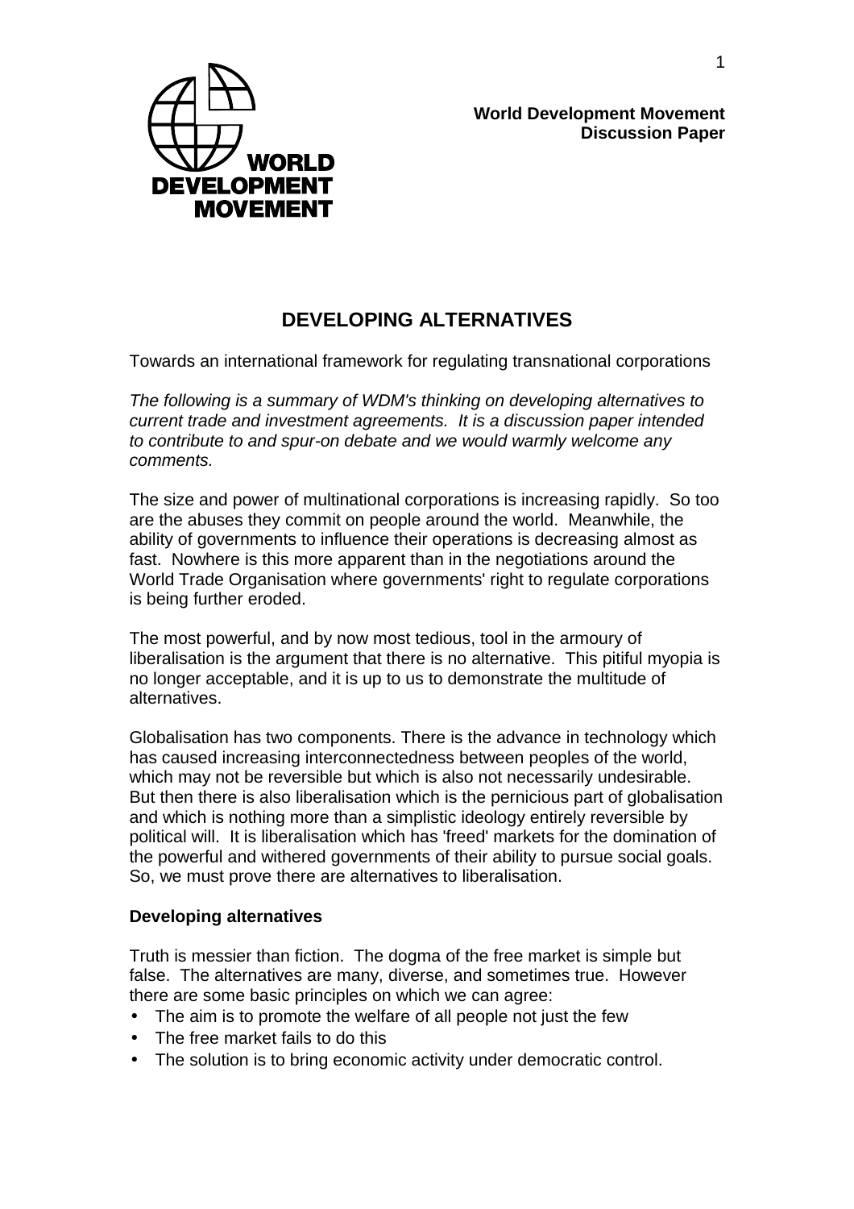**World Development Movement**
**Discussion Paper**

# DEVELOPING ALTERNATIVES

Towards an international framework for regulating transnational corporations

*The following is a summary of WDM's thinking on developing alternatives to current trade and investment agreements. It is a discussion paper intended to contribute to and spur-on debate and we would warmly welcome any comments.*

The size and power of multinational corporations is increasing rapidly. So too are the abuses they commit on people around the world. Meanwhile, the ability of governments to influence their operations is decreasing almost as fast. Nowhere is this more apparent than in the negotiations around the World Trade Organisation where governments' right to regulate corporations is being further eroded.

The most powerful, and by now most tedious, tool in the armoury of liberalisation is the argument that there is no alternative. This pitiful myopia is no longer acceptable, and it is up to us to demonstrate the multitude of alternatives.

Globalisation has two components. There is the advance in technology which has caused increasing interconnectedness between peoples of the world, which may not be reversible but which is also not necessarily undesirable. But then there is also liberalisation which is the pernicious part of globalisation and which is nothing more than a simplistic ideology entirely reversible by political will. It is liberalisation which has 'freed' markets for the domination of the powerful and withered governments of their ability to pursue social goals. So, we must prove there are alternatives to liberalisation.

### Developing alternatives

Truth is messier than fiction. The dogma of the free market is simple but false. The alternatives are many, diverse, and sometimes true. However there are some basic principles on which we can agree:

- The aim is to promote the welfare of all people not just the few
- The free market fails to do this
- The solution is to bring economic activity under democratic control.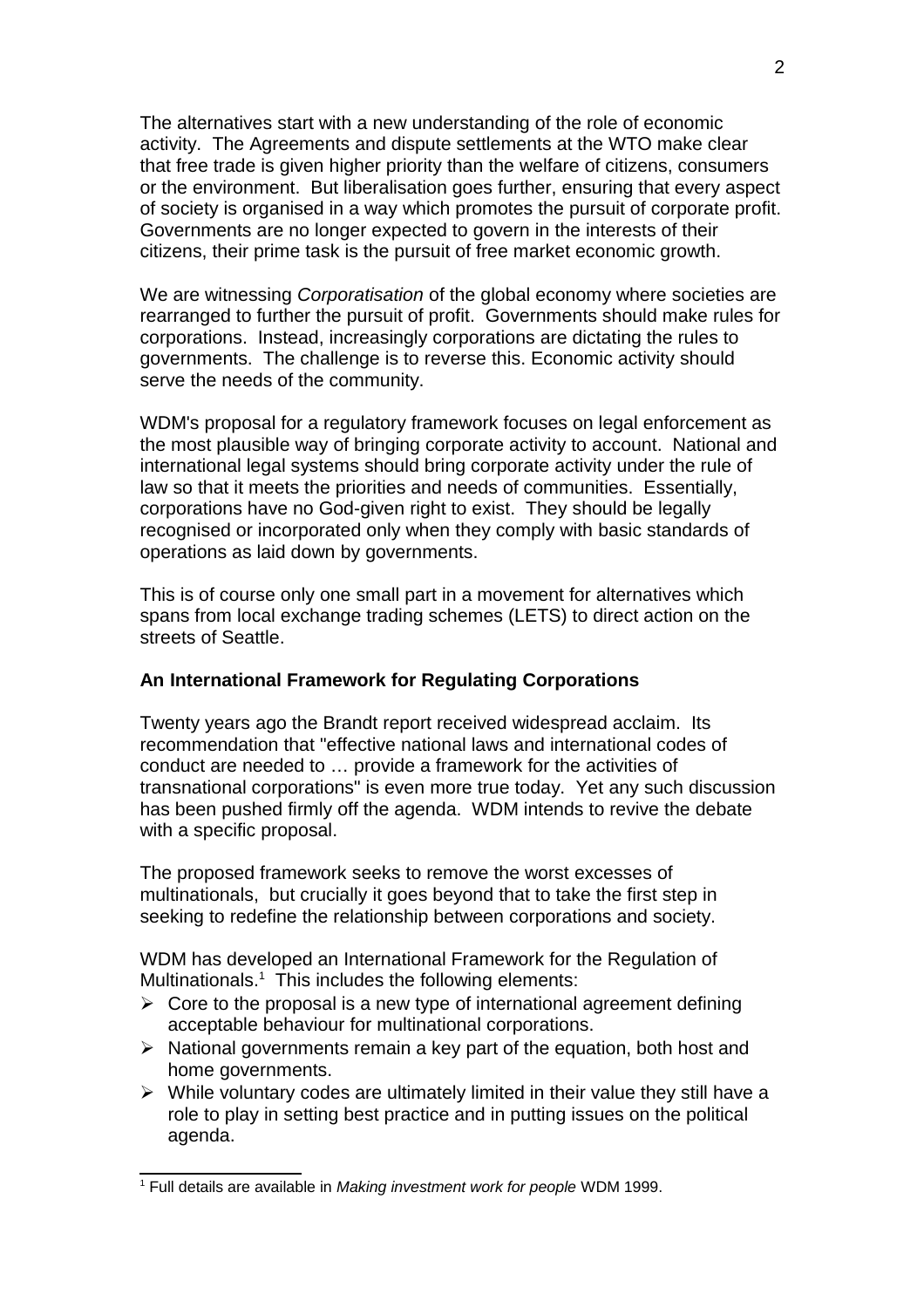The alternatives start with a new understanding of the role of economic activity. The Agreements and dispute settlements at the WTO make clear that free trade is given higher priority than the welfare of citizens, consumers or the environment. But liberalisation goes further, ensuring that every aspect of society is organised in a way which promotes the pursuit of corporate profit. Governments are no longer expected to govern in the interests of their citizens, their prime task is the pursuit of free market economic growth.

We are witnessing *Corporatisation* of the global economy where societies are rearranged to further the pursuit of profit. Governments should make rules for corporations. Instead, increasingly corporations are dictating the rules to governments. The challenge is to reverse this. Economic activity should serve the needs of the community.

WDM's proposal for a regulatory framework focuses on legal enforcement as the most plausible way of bringing corporate activity to account. National and international legal systems should bring corporate activity under the rule of law so that it meets the priorities and needs of communities. Essentially, corporations have no God-given right to exist. They should be legally recognised or incorporated only when they comply with basic standards of operations as laid down by governments.

This is of course only one small part in a movement for alternatives which spans from local exchange trading schemes (LETS) to direct action on the streets of Seattle.

**An International Framework for Regulating Corporations**

Twenty years ago the Brandt report received widespread acclaim. Its recommendation that "effective national laws and international codes of conduct are needed to … provide a framework for the activities of transnational corporations" is even more true today. Yet any such discussion has been pushed firmly off the agenda. WDM intends to revive the debate with a specific proposal.

The proposed framework seeks to remove the worst excesses of multinationals, but crucially it goes beyond that to take the first step in seeking to redefine the relationship between corporations and society.

WDM has developed an International Framework for the Regulation of Multinationals.[1] This includes the following elements:

- Core to the proposal is a new type of international agreement defining acceptable behaviour for multinational corporations.
- National governments remain a key part of the equation, both host and home governments.
- While voluntary codes are ultimately limited in their value they still have a role to play in setting best practice and in putting issues on the political agenda.

[1] Full details are available in *Making investment work for people* WDM 1999.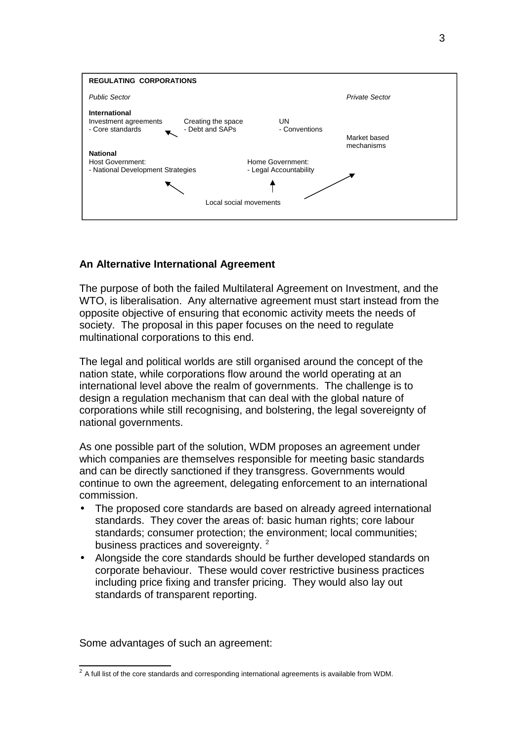**REGULATING CORPORATIONS**

*Public Sector* | *Private Sector*

**International**
Investment agreements
- Core standards

Creating the space
- Debt and SAPs

UN
- Conventions

Market based mechanisms

**National**
Host Government:
- National Development Strategies

Home Government:
- Legal Accountability

Local social movements

## An Alternative International Agreement

The purpose of both the failed Multilateral Agreement on Investment, and the WTO, is liberalisation. Any alternative agreement must start instead from the opposite objective of ensuring that economic activity meets the needs of society. The proposal in this paper focuses on the need to regulate multinational corporations to this end.

The legal and political worlds are still organised around the concept of the nation state, while corporations flow around the world operating at an international level above the realm of governments. The challenge is to design a regulation mechanism that can deal with the global nature of corporations while still recognising, and bolstering, the legal sovereignty of national governments.

As one possible part of the solution, WDM proposes an agreement under which companies are themselves responsible for meeting basic standards and can be directly sanctioned if they transgress. Governments would continue to own the agreement, delegating enforcement to an international commission.

- The proposed core standards are based on already agreed international standards. They cover the areas of: basic human rights; core labour standards; consumer protection; the environment; local communities; business practices and sovereignty. [2]
- Alongside the core standards should be further developed standards on corporate behaviour. These would cover restrictive business practices including price fixing and transfer pricing. They would also lay out standards of transparent reporting.

Some advantages of such an agreement:

[2] A full list of the core standards and corresponding international agreements is available from WDM.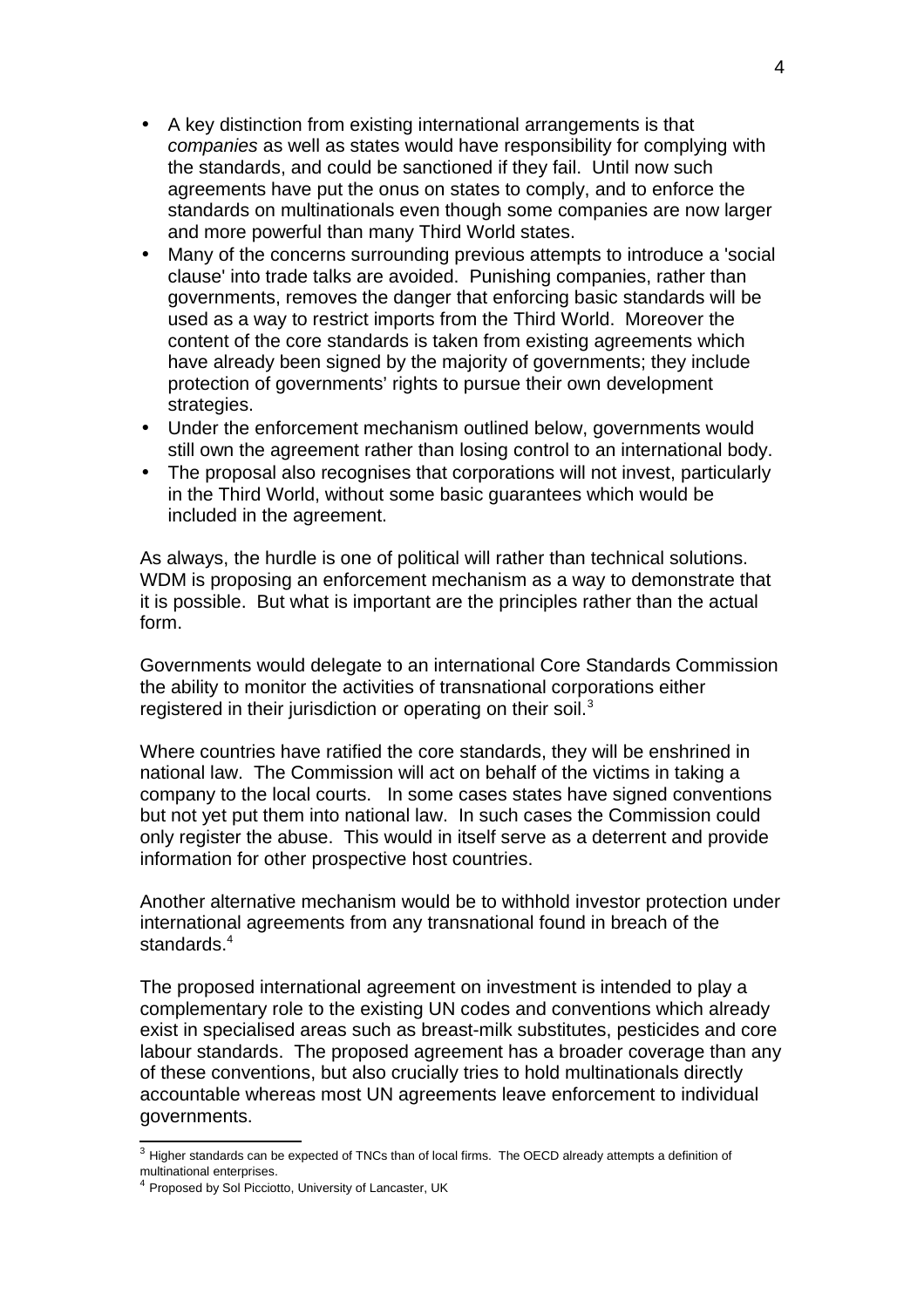- A key distinction from existing international arrangements is that *companies* as well as states would have responsibility for complying with the standards, and could be sanctioned if they fail. Until now such agreements have put the onus on states to comply, and to enforce the standards on multinationals even though some companies are now larger and more powerful than many Third World states.
- Many of the concerns surrounding previous attempts to introduce a 'social clause' into trade talks are avoided. Punishing companies, rather than governments, removes the danger that enforcing basic standards will be used as a way to restrict imports from the Third World. Moreover the content of the core standards is taken from existing agreements which have already been signed by the majority of governments; they include protection of governments' rights to pursue their own development strategies.
- Under the enforcement mechanism outlined below, governments would still own the agreement rather than losing control to an international body.
- The proposal also recognises that corporations will not invest, particularly in the Third World, without some basic guarantees which would be included in the agreement.

As always, the hurdle is one of political will rather than technical solutions. WDM is proposing an enforcement mechanism as a way to demonstrate that it is possible. But what is important are the principles rather than the actual form.

Governments would delegate to an international Core Standards Commission the ability to monitor the activities of transnational corporations either registered in their jurisdiction or operating on their soil.[3]

Where countries have ratified the core standards, they will be enshrined in national law. The Commission will act on behalf of the victims in taking a company to the local courts. In some cases states have signed conventions but not yet put them into national law. In such cases the Commission could only register the abuse. This would in itself serve as a deterrent and provide information for other prospective host countries.

Another alternative mechanism would be to withhold investor protection under international agreements from any transnational found in breach of the standards.[4]

The proposed international agreement on investment is intended to play a complementary role to the existing UN codes and conventions which already exist in specialised areas such as breast-milk substitutes, pesticides and core labour standards. The proposed agreement has a broader coverage than any of these conventions, but also crucially tries to hold multinationals directly accountable whereas most UN agreements leave enforcement to individual governments.

[3] Higher standards can be expected of TNCs than of local firms. The OECD already attempts a definition of multinational enterprises.

[4] Proposed by Sol Picciotto, University of Lancaster, UK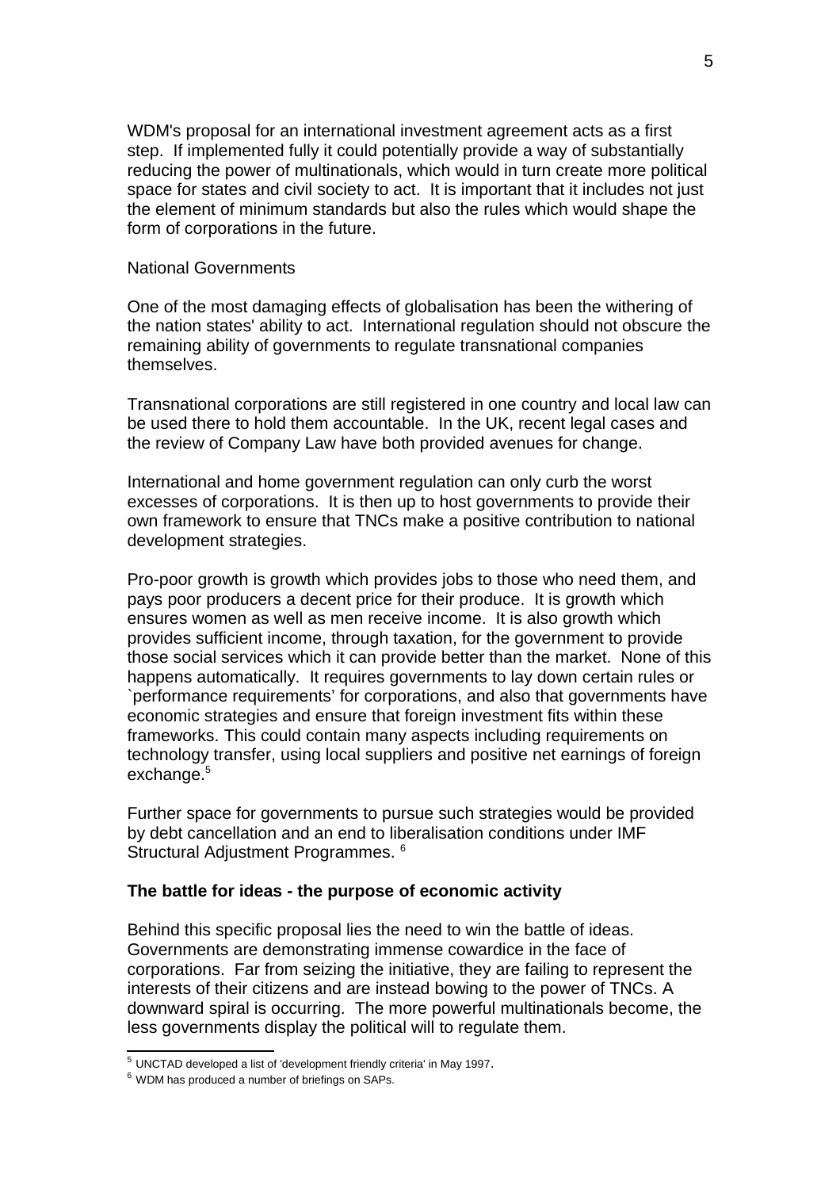WDM's proposal for an international investment agreement acts as a first step. If implemented fully it could potentially provide a way of substantially reducing the power of multinationals, which would in turn create more political space for states and civil society to act. It is important that it includes not just the element of minimum standards but also the rules which would shape the form of corporations in the future.

National Governments

One of the most damaging effects of globalisation has been the withering of the nation states' ability to act. International regulation should not obscure the remaining ability of governments to regulate transnational companies themselves.

Transnational corporations are still registered in one country and local law can be used there to hold them accountable. In the UK, recent legal cases and the review of Company Law have both provided avenues for change.

International and home government regulation can only curb the worst excesses of corporations. It is then up to host governments to provide their own framework to ensure that TNCs make a positive contribution to national development strategies.

Pro-poor growth is growth which provides jobs to those who need them, and pays poor producers a decent price for their produce. It is growth which ensures women as well as men receive income. It is also growth which provides sufficient income, through taxation, for the government to provide those social services which it can provide better than the market. None of this happens automatically. It requires governments to lay down certain rules or `performance requirements' for corporations, and also that governments have economic strategies and ensure that foreign investment fits within these frameworks. This could contain many aspects including requirements on technology transfer, using local suppliers and positive net earnings of foreign exchange.[5]

Further space for governments to pursue such strategies would be provided by debt cancellation and an end to liberalisation conditions under IMF Structural Adjustment Programmes. [6]

**The battle for ideas - the purpose of economic activity**

Behind this specific proposal lies the need to win the battle of ideas. Governments are demonstrating immense cowardice in the face of corporations. Far from seizing the initiative, they are failing to represent the interests of their citizens and are instead bowing to the power of TNCs. A downward spiral is occurring. The more powerful multinationals become, the less governments display the political will to regulate them.

---

[5] UNCTAD developed a list of 'development friendly criteria' in May 1997.

[6] WDM has produced a number of briefings on SAPs.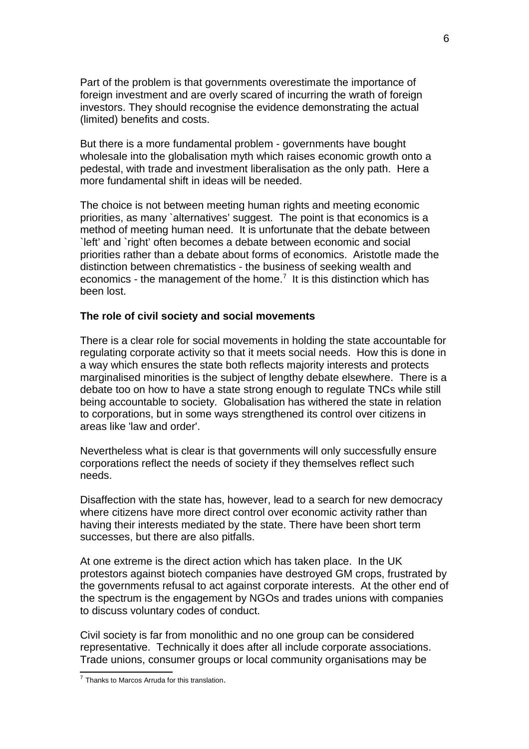Part of the problem is that governments overestimate the importance of foreign investment and are overly scared of incurring the wrath of foreign investors. They should recognise the evidence demonstrating the actual (limited) benefits and costs.

But there is a more fundamental problem - governments have bought wholesale into the globalisation myth which raises economic growth onto a pedestal, with trade and investment liberalisation as the only path. Here a more fundamental shift in ideas will be needed.

The choice is not between meeting human rights and meeting economic priorities, as many `alternatives' suggest. The point is that economics is a method of meeting human need. It is unfortunate that the debate between `left' and `right' often becomes a debate between economic and social priorities rather than a debate about forms of economics. Aristotle made the distinction between chrematistics - the business of seeking wealth and economics - the management of the home.[7] It is this distinction which has been lost.

**The role of civil society and social movements**

There is a clear role for social movements in holding the state accountable for regulating corporate activity so that it meets social needs. How this is done in a way which ensures the state both reflects majority interests and protects marginalised minorities is the subject of lengthy debate elsewhere. There is a debate too on how to have a state strong enough to regulate TNCs while still being accountable to society. Globalisation has withered the state in relation to corporations, but in some ways strengthened its control over citizens in areas like 'law and order'.

Nevertheless what is clear is that governments will only successfully ensure corporations reflect the needs of society if they themselves reflect such needs.

Disaffection with the state has, however, lead to a search for new democracy where citizens have more direct control over economic activity rather than having their interests mediated by the state. There have been short term successes, but there are also pitfalls.

At one extreme is the direct action which has taken place. In the UK protestors against biotech companies have destroyed GM crops, frustrated by the governments refusal to act against corporate interests. At the other end of the spectrum is the engagement by NGOs and trades unions with companies to discuss voluntary codes of conduct.

Civil society is far from monolithic and no one group can be considered representative. Technically it does after all include corporate associations. Trade unions, consumer groups or local community organisations may be

[7] Thanks to Marcos Arruda for this translation.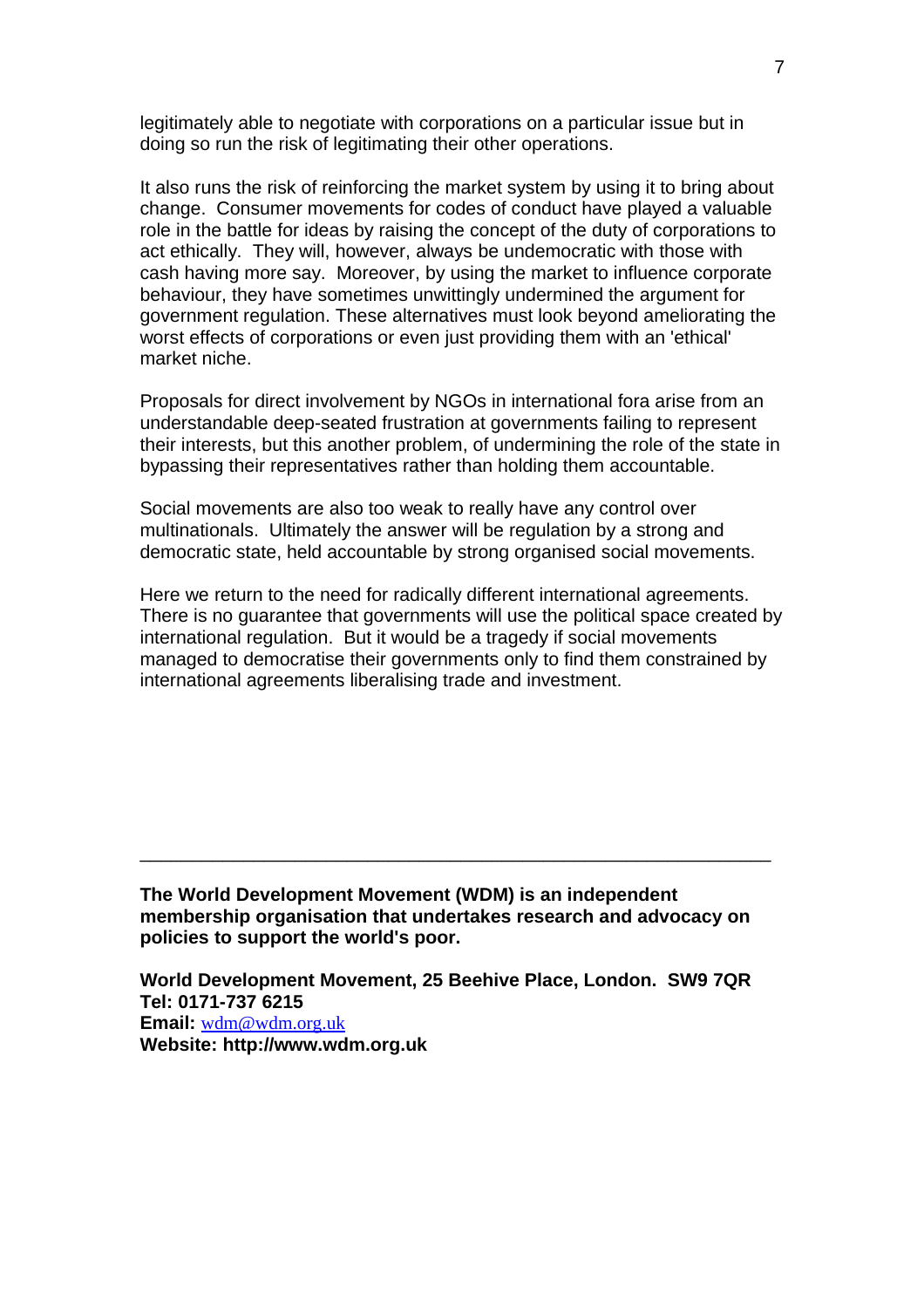legitimately able to negotiate with corporations on a particular issue but in doing so run the risk of legitimating their other operations.

It also runs the risk of reinforcing the market system by using it to bring about change. Consumer movements for codes of conduct have played a valuable role in the battle for ideas by raising the concept of the duty of corporations to act ethically. They will, however, always be undemocratic with those with cash having more say. Moreover, by using the market to influence corporate behaviour, they have sometimes unwittingly undermined the argument for government regulation. These alternatives must look beyond ameliorating the worst effects of corporations or even just providing them with an 'ethical' market niche.

Proposals for direct involvement by NGOs in international fora arise from an understandable deep-seated frustration at governments failing to represent their interests, but this another problem, of undermining the role of the state in bypassing their representatives rather than holding them accountable.

Social movements are also too weak to really have any control over multinationals. Ultimately the answer will be regulation by a strong and democratic state, held accountable by strong organised social movements.

Here we return to the need for radically different international agreements. There is no guarantee that governments will use the political space created by international regulation. But it would be a tragedy if social movements managed to democratise their governments only to find them constrained by international agreements liberalising trade and investment.

---

**The World Development Movement (WDM) is an independent membership organisation that undertakes research and advocacy on policies to support the world's poor.**

**World Development Movement, 25 Beehive Place, London. SW9 7QR**
**Tel: 0171-737 6215**
**Email:** wdm@wdm.org.uk
**Website: http://www.wdm.org.uk**